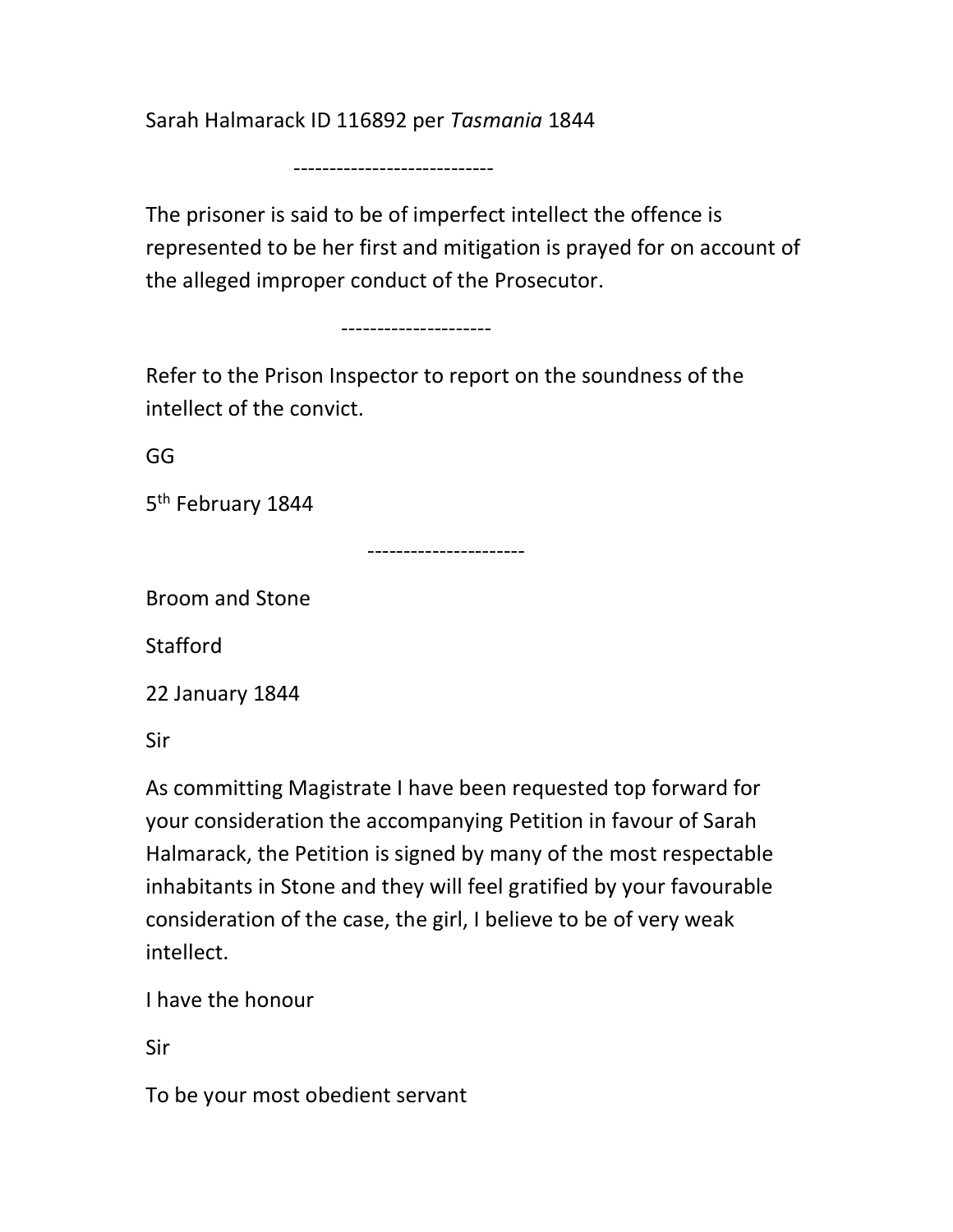Sarah Halmarack ID 116892 per *Tasmania* 1844

----------------------------

The prisoner is said to be of imperfect intellect the offence is represented to be her first and mitigation is prayed for on account of the alleged improper conduct of the Prosecutor.

---------------------

Refer to the Prison Inspector to report on the soundness of the intellect of the convict.

GG

5th February 1844

----------------------

Broom and Stone

Stafford

22 January 1844

Sir

As committing Magistrate I have been requested top forward for your consideration the accompanying Petition in favour of Sarah Halmarack, the Petition is signed by many of the most respectable inhabitants in Stone and they will feel gratified by your favourable consideration of the case, the girl, I believe to be of very weak intellect.

I have the honour

Sir

To be your most obedient servant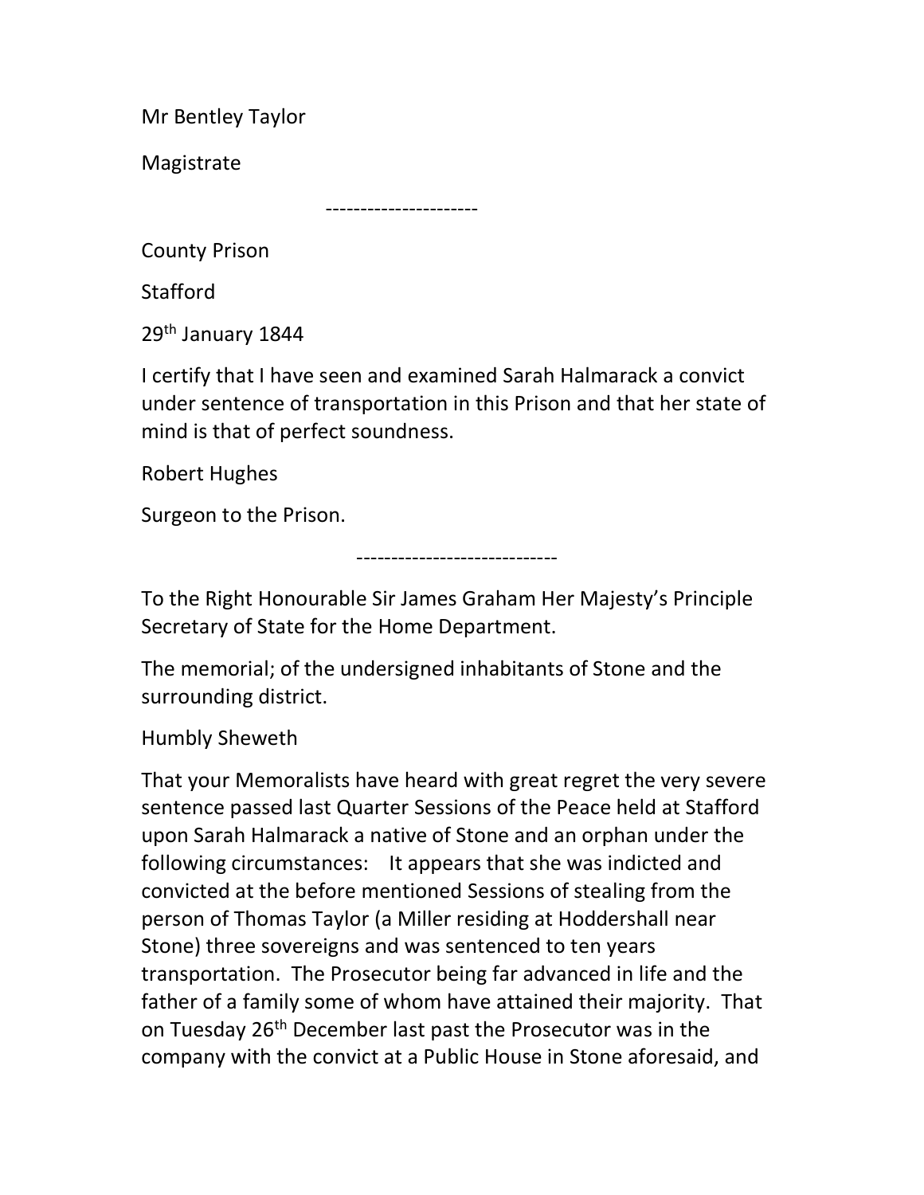Mr Bentley Taylor

Magistrate

----------------------

County Prison

Stafford

29th January 1844

I certify that I have seen and examined Sarah Halmarack a convict under sentence of transportation in this Prison and that her state of mind is that of perfect soundness.

Robert Hughes

Surgeon to the Prison.

-----------------------------

To the Right Honourable Sir James Graham Her Majesty's Principle Secretary of State for the Home Department.

The memorial; of the undersigned inhabitants of Stone and the surrounding district.

Humbly Sheweth

That your Memoralists have heard with great regret the very severe sentence passed last Quarter Sessions of the Peace held at Stafford upon Sarah Halmarack a native of Stone and an orphan under the following circumstances: It appears that she was indicted and convicted at the before mentioned Sessions of stealing from the person of Thomas Taylor (a Miller residing at Hoddershall near Stone) three sovereigns and was sentenced to ten years transportation. The Prosecutor being far advanced in life and the father of a family some of whom have attained their majority. That on Tuesday 26th December last past the Prosecutor was in the company with the convict at a Public House in Stone aforesaid, and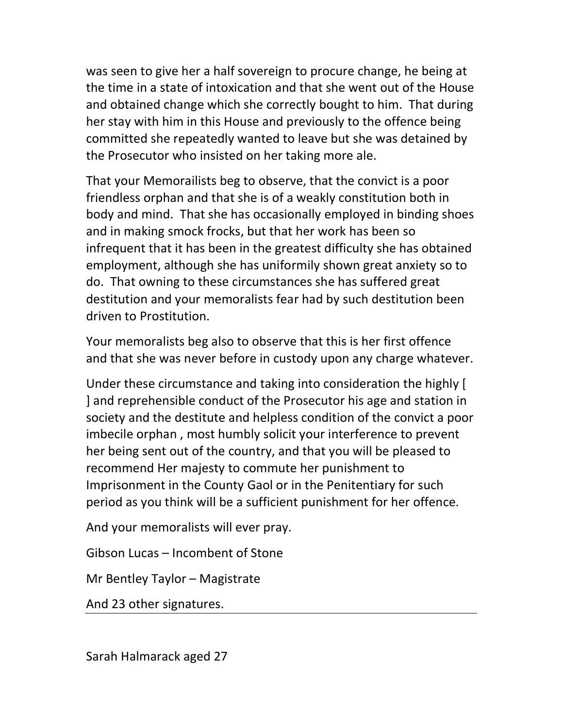was seen to give her a half sovereign to procure change, he being at the time in a state of intoxication and that she went out of the House and obtained change which she correctly bought to him. That during her stay with him in this House and previously to the offence being committed she repeatedly wanted to leave but she was detained by the Prosecutor who insisted on her taking more ale.

That your Memorailists beg to observe, that the convict is a poor friendless orphan and that she is of a weakly constitution both in body and mind. That she has occasionally employed in binding shoes and in making smock frocks, but that her work has been so infrequent that it has been in the greatest difficulty she has obtained employment, although she has uniformily shown great anxiety so to do. That owning to these circumstances she has suffered great destitution and your memoralists fear had by such destitution been driven to Prostitution.

Your memoralists beg also to observe that this is her first offence and that she was never before in custody upon any charge whatever.

Under these circumstance and taking into consideration the highly [ ] and reprehensible conduct of the Prosecutor his age and station in society and the destitute and helpless condition of the convict a poor imbecile orphan , most humbly solicit your interference to prevent her being sent out of the country, and that you will be pleased to recommend Her majesty to commute her punishment to Imprisonment in the County Gaol or in the Penitentiary for such period as you think will be a sufficient punishment for her offence.

And your memoralists will ever pray.

Gibson Lucas – Incombent of Stone

Mr Bentley Taylor – Magistrate

And 23 other signatures.

---

Sarah Halmarack aged 27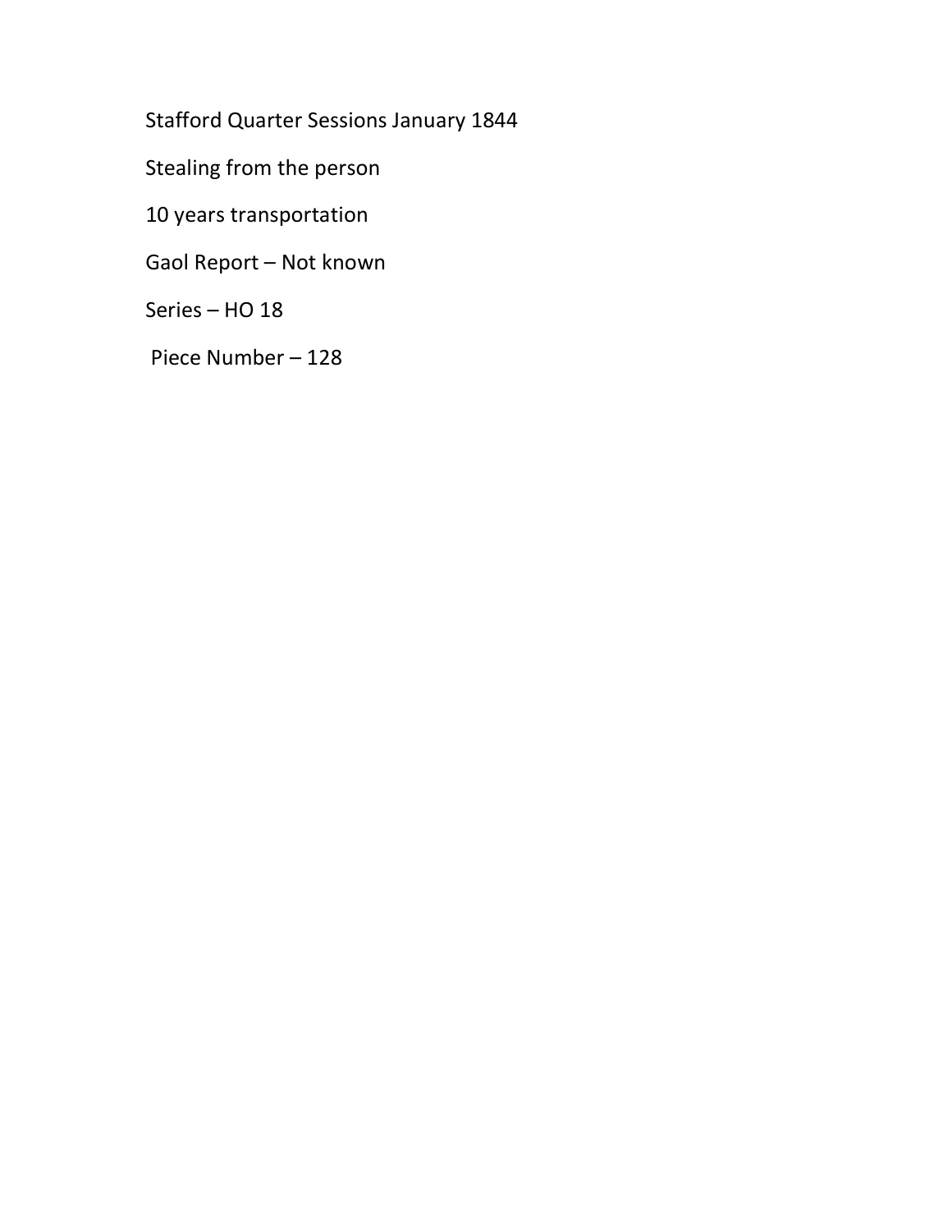Stafford Quarter Sessions January 1844

Stealing from the person

10 years transportation

Gaol Report – Not known

Series – HO 18

Piece Number – 128